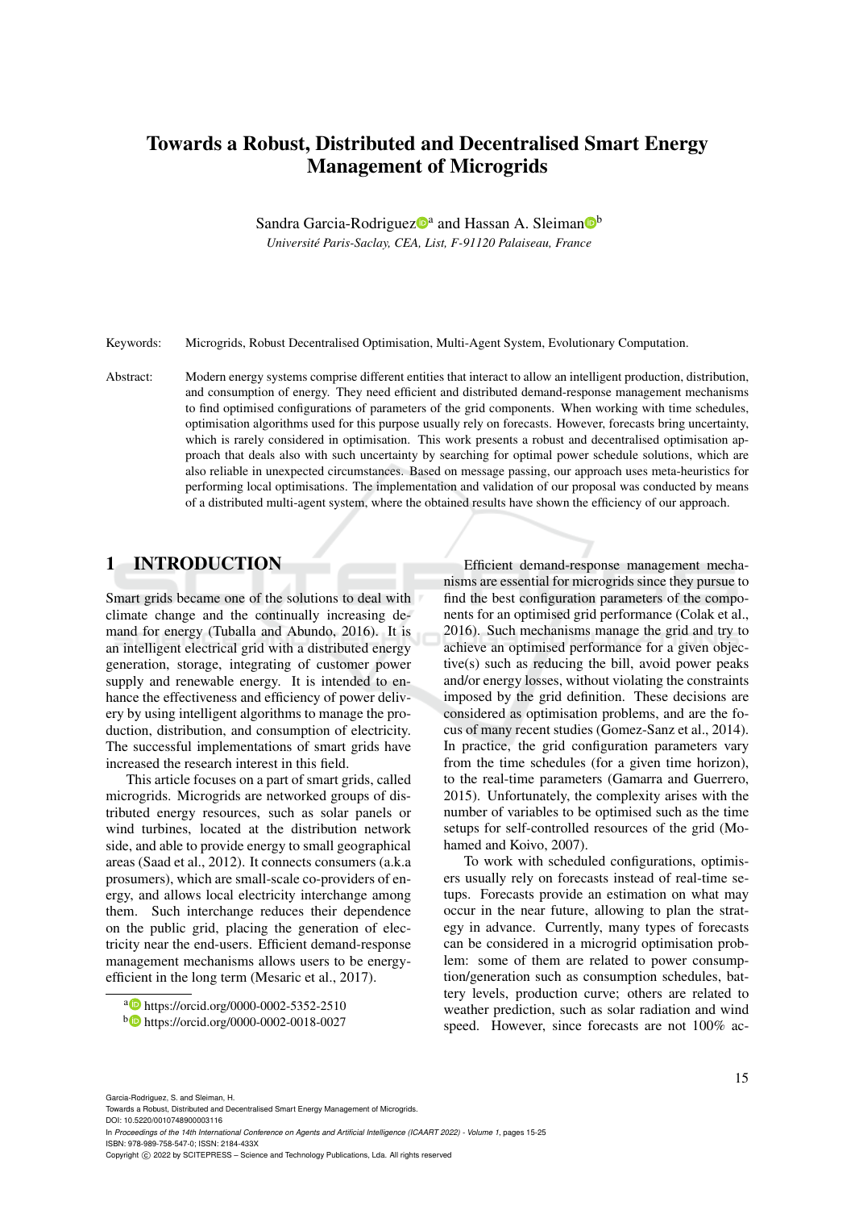# Towards a Robust, Distributed and Decentralised Smart Energy Management of Microgrids

Sandra Garcia-Rodriguez[a] and Hassan A. Sleiman[b]

*Université Paris-Saclay, CEA, List, F-91120 Palaiseau, France*

Keywords: Microgrids, Robust Decentralised Optimisation, Multi-Agent System, Evolutionary Computation.

Abstract: Modern energy systems comprise different entities that interact to allow an intelligent production, distribution, and consumption of energy. They need efficient and distributed demand-response management mechanisms to find optimised configurations of parameters of the grid components. When working with time schedules, optimisation algorithms used for this purpose usually rely on forecasts. However, forecasts bring uncertainty, which is rarely considered in optimisation. This work presents a robust and decentralised optimisation approach that deals also with such uncertainty by searching for optimal power schedule solutions, which are also reliable in unexpected circumstances. Based on message passing, our approach uses meta-heuristics for performing local optimisations. The implementation and validation of our proposal was conducted by means of a distributed multi-agent system, where the obtained results have shown the efficiency of our approach.

## 1 INTRODUCTION

Smart grids became one of the solutions to deal with climate change and the continually increasing demand for energy (Tuballa and Abundo, 2016). It is an intelligent electrical grid with a distributed energy generation, storage, integrating of customer power supply and renewable energy. It is intended to enhance the effectiveness and efficiency of power delivery by using intelligent algorithms to manage the production, distribution, and consumption of electricity. The successful implementations of smart grids have increased the research interest in this field.

This article focuses on a part of smart grids, called microgrids. Microgrids are networked groups of distributed energy resources, such as solar panels or wind turbines, located at the distribution network side, and able to provide energy to small geographical areas (Saad et al., 2012). It connects consumers (a.k.a prosumers), which are small-scale co-providers of energy, and allows local electricity interchange among them. Such interchange reduces their dependence on the public grid, placing the generation of electricity near the end-users. Efficient demand-response management mechanisms allows users to be energy-efficient in the long term (Mesaric et al., 2017).

Efficient demand-response management mechanisms are essential for microgrids since they pursue to find the best configuration parameters of the components for an optimised grid performance (Colak et al., 2016). Such mechanisms manage the grid and try to achieve an optimised performance for a given objective(s) such as reducing the bill, avoid power peaks and/or energy losses, without violating the constraints imposed by the grid definition. These decisions are considered as optimisation problems, and are the focus of many recent studies (Gomez-Sanz et al., 2014). In practice, the grid configuration parameters vary from the time schedules (for a given time horizon), to the real-time parameters (Gamarra and Guerrero, 2015). Unfortunately, the complexity arises with the number of variables to be optimised such as the time setups for self-controlled resources of the grid (Mohamed and Koivo, 2007).

To work with scheduled configurations, optimisers usually rely on forecasts instead of real-time setups. Forecasts provide an estimation on what may occur in the near future, allowing to plan the strategy in advance. Currently, many types of forecasts can be considered in a microgrid optimisation problem: some of them are related to power consumption/generation such as consumption schedules, battery levels, production curve; others are related to weather prediction, such as solar radiation and wind speed. However, since forecasts are not 100% ac-

[a] https://orcid.org/0000-0002-5352-2510

[b] https://orcid.org/0000-0002-0018-0027

Garcia-Rodriguez, S. and Sleiman, H.
Towards a Robust, Distributed and Decentralised Smart Energy Management of Microgrids.
DOI: 10.5220/0010748900003116
In *Proceedings of the 14th International Conference on Agents and Artificial Intelligence (ICAART 2022) - Volume 1*, pages 15-25
ISBN: 978-989-758-547-0; ISSN: 2184-433X
Copyright © 2022 by SCITEPRESS – Science and Technology Publications, Lda. All rights reserved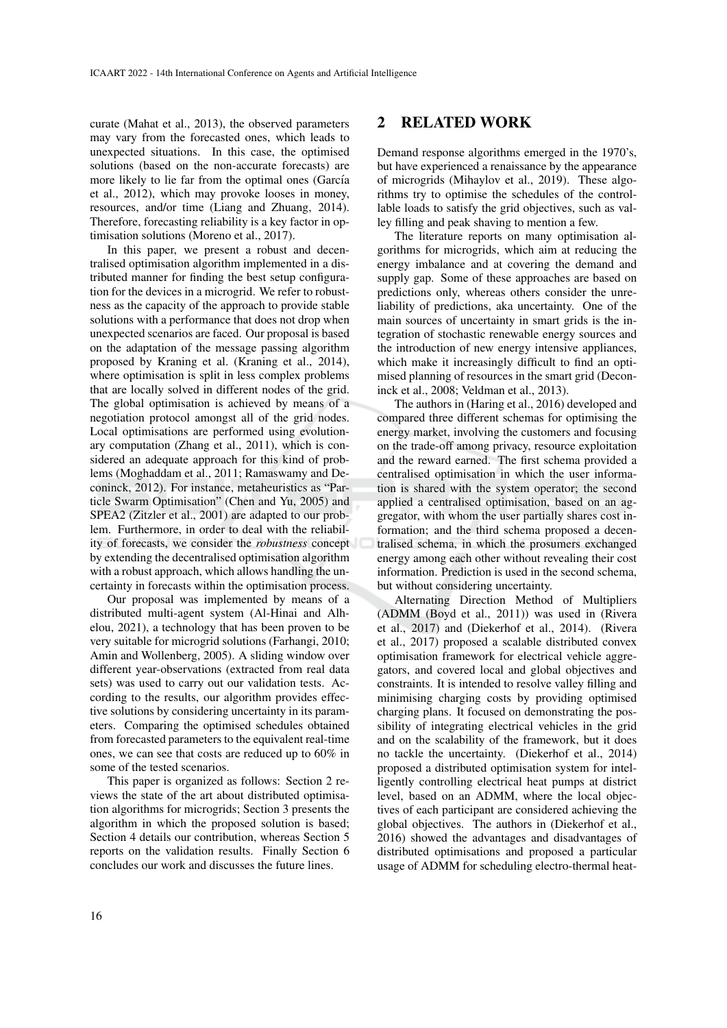curate (Mahat et al., 2013), the observed parameters may vary from the forecasted ones, which leads to unexpected situations. In this case, the optimised solutions (based on the non-accurate forecasts) are more likely to lie far from the optimal ones (García et al., 2012), which may provoke looses in money, resources, and/or time (Liang and Zhuang, 2014). Therefore, forecasting reliability is a key factor in optimisation solutions (Moreno et al., 2017).

In this paper, we present a robust and decentralised optimisation algorithm implemented in a distributed manner for finding the best setup configuration for the devices in a microgrid. We refer to robustness as the capacity of the approach to provide stable solutions with a performance that does not drop when unexpected scenarios are faced. Our proposal is based on the adaptation of the message passing algorithm proposed by Kraning et al. (Kraning et al., 2014), where optimisation is split in less complex problems that are locally solved in different nodes of the grid. The global optimisation is achieved by means of a negotiation protocol amongst all of the grid nodes. Local optimisations are performed using evolutionary computation (Zhang et al., 2011), which is considered an adequate approach for this kind of problems (Moghaddam et al., 2011; Ramaswamy and Deconinck, 2012). For instance, metaheuristics as "Particle Swarm Optimisation" (Chen and Yu, 2005) and SPEA2 (Zitzler et al., 2001) are adapted to our problem. Furthermore, in order to deal with the reliability of forecasts, we consider the *robustness* concept by extending the decentralised optimisation algorithm with a robust approach, which allows handling the uncertainty in forecasts within the optimisation process.

Our proposal was implemented by means of a distributed multi-agent system (Al-Hinai and Alhelou, 2021), a technology that has been proven to be very suitable for microgrid solutions (Farhangi, 2010; Amin and Wollenberg, 2005). A sliding window over different year-observations (extracted from real data sets) was used to carry out our validation tests. According to the results, our algorithm provides effective solutions by considering uncertainty in its parameters. Comparing the optimised schedules obtained from forecasted parameters to the equivalent real-time ones, we can see that costs are reduced up to 60% in some of the tested scenarios.

This paper is organized as follows: Section 2 reviews the state of the art about distributed optimisation algorithms for microgrids; Section 3 presents the algorithm in which the proposed solution is based; Section 4 details our contribution, whereas Section 5 reports on the validation results. Finally Section 6 concludes our work and discusses the future lines.

## 2 RELATED WORK

Demand response algorithms emerged in the 1970's, but have experienced a renaissance by the appearance of microgrids (Mihaylov et al., 2019). These algorithms try to optimise the schedules of the controllable loads to satisfy the grid objectives, such as valley filling and peak shaving to mention a few.

The literature reports on many optimisation algorithms for microgrids, which aim at reducing the energy imbalance and at covering the demand and supply gap. Some of these approaches are based on predictions only, whereas others consider the unreliability of predictions, aka uncertainty. One of the main sources of uncertainty in smart grids is the integration of stochastic renewable energy sources and the introduction of new energy intensive appliances, which make it increasingly difficult to find an optimised planning of resources in the smart grid (Deconinck et al., 2008; Veldman et al., 2013).

The authors in (Haring et al., 2016) developed and compared three different schemas for optimising the energy market, involving the customers and focusing on the trade-off among privacy, resource exploitation and the reward earned. The first schema provided a centralised optimisation in which the user information is shared with the system operator; the second applied a centralised optimisation, based on an aggregator, with whom the user partially shares cost information; and the third schema proposed a decentralised schema, in which the prosumers exchanged energy among each other without revealing their cost information. Prediction is used in the second schema, but without considering uncertainty.

Alternating Direction Method of Multipliers (ADMM (Boyd et al., 2011)) was used in (Rivera et al., 2017) and (Diekerhof et al., 2014). (Rivera et al., 2017) proposed a scalable distributed convex optimisation framework for electrical vehicle aggregators, and covered local and global objectives and constraints. It is intended to resolve valley filling and minimising charging costs by providing optimised charging plans. It focused on demonstrating the possibility of integrating electrical vehicles in the grid and on the scalability of the framework, but it does no tackle the uncertainty. (Diekerhof et al., 2014) proposed a distributed optimisation system for intelligently controlling electrical heat pumps at district level, based on an ADMM, where the local objectives of each participant are considered achieving the global objectives. The authors in (Diekerhof et al., 2016) showed the advantages and disadvantages of distributed optimisations and proposed a particular usage of ADMM for scheduling electro-thermal heat-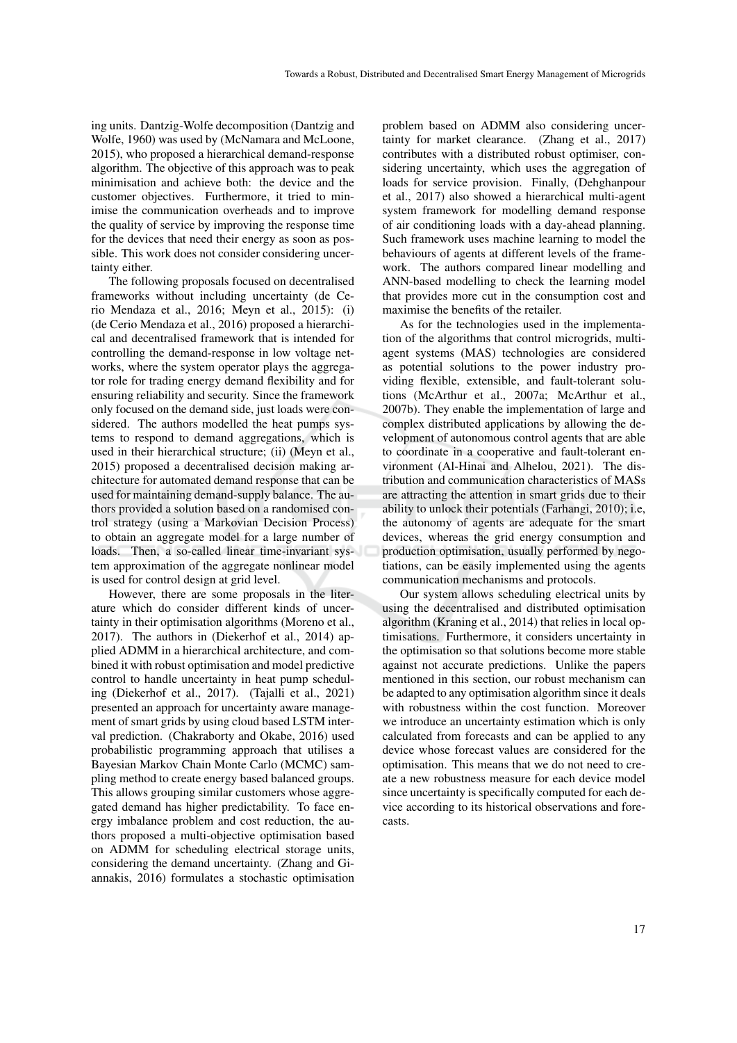ing units. Dantzig-Wolfe decomposition (Dantzig and Wolfe, 1960) was used by (McNamara and McLoone, 2015), who proposed a hierarchical demand-response algorithm. The objective of this approach was to peak minimisation and achieve both: the device and the customer objectives. Furthermore, it tried to minimise the communication overheads and to improve the quality of service by improving the response time for the devices that need their energy as soon as possible. This work does not consider considering uncertainty either.

The following proposals focused on decentralised frameworks without including uncertainty (de Cerio Mendaza et al., 2016; Meyn et al., 2015): (i) (de Cerio Mendaza et al., 2016) proposed a hierarchical and decentralised framework that is intended for controlling the demand-response in low voltage networks, where the system operator plays the aggregator role for trading energy demand flexibility and for ensuring reliability and security. Since the framework only focused on the demand side, just loads were considered. The authors modelled the heat pumps systems to respond to demand aggregations, which is used in their hierarchical structure; (ii) (Meyn et al., 2015) proposed a decentralised decision making architecture for automated demand response that can be used for maintaining demand-supply balance. The authors provided a solution based on a randomised control strategy (using a Markovian Decision Process) to obtain an aggregate model for a large number of loads. Then, a so-called linear time-invariant system approximation of the aggregate nonlinear model is used for control design at grid level.

However, there are some proposals in the literature which do consider different kinds of uncertainty in their optimisation algorithms (Moreno et al., 2017). The authors in (Diekerhof et al., 2014) applied ADMM in a hierarchical architecture, and combined it with robust optimisation and model predictive control to handle uncertainty in heat pump scheduling (Diekerhof et al., 2017). (Tajalli et al., 2021) presented an approach for uncertainty aware management of smart grids by using cloud based LSTM interval prediction. (Chakraborty and Okabe, 2016) used probabilistic programming approach that utilises a Bayesian Markov Chain Monte Carlo (MCMC) sampling method to create energy based balanced groups. This allows grouping similar customers whose aggregated demand has higher predictability. To face energy imbalance problem and cost reduction, the authors proposed a multi-objective optimisation based on ADMM for scheduling electrical storage units, considering the demand uncertainty. (Zhang and Giannakis, 2016) formulates a stochastic optimisation problem based on ADMM also considering uncertainty for market clearance. (Zhang et al., 2017) contributes with a distributed robust optimiser, considering uncertainty, which uses the aggregation of loads for service provision. Finally, (Dehghanpour et al., 2017) also showed a hierarchical multi-agent system framework for modelling demand response of air conditioning loads with a day-ahead planning. Such framework uses machine learning to model the behaviours of agents at different levels of the framework. The authors compared linear modelling and ANN-based modelling to check the learning model that provides more cut in the consumption cost and maximise the benefits of the retailer.

As for the technologies used in the implementation of the algorithms that control microgrids, multi-agent systems (MAS) technologies are considered as potential solutions to the power industry providing flexible, extensible, and fault-tolerant solutions (McArthur et al., 2007a; McArthur et al., 2007b). They enable the implementation of large and complex distributed applications by allowing the development of autonomous control agents that are able to coordinate in a cooperative and fault-tolerant environment (Al-Hinai and Alhelou, 2021). The distribution and communication characteristics of MASs are attracting the attention in smart grids due to their ability to unlock their potentials (Farhangi, 2010); i.e, the autonomy of agents are adequate for the smart devices, whereas the grid energy consumption and production optimisation, usually performed by negotiations, can be easily implemented using the agents communication mechanisms and protocols.

Our system allows scheduling electrical units by using the decentralised and distributed optimisation algorithm (Kraning et al., 2014) that relies in local optimisations. Furthermore, it considers uncertainty in the optimisation so that solutions become more stable against not accurate predictions. Unlike the papers mentioned in this section, our robust mechanism can be adapted to any optimisation algorithm since it deals with robustness within the cost function. Moreover we introduce an uncertainty estimation which is only calculated from forecasts and can be applied to any device whose forecast values are considered for the optimisation. This means that we do not need to create a new robustness measure for each device model since uncertainty is specifically computed for each device according to its historical observations and forecasts.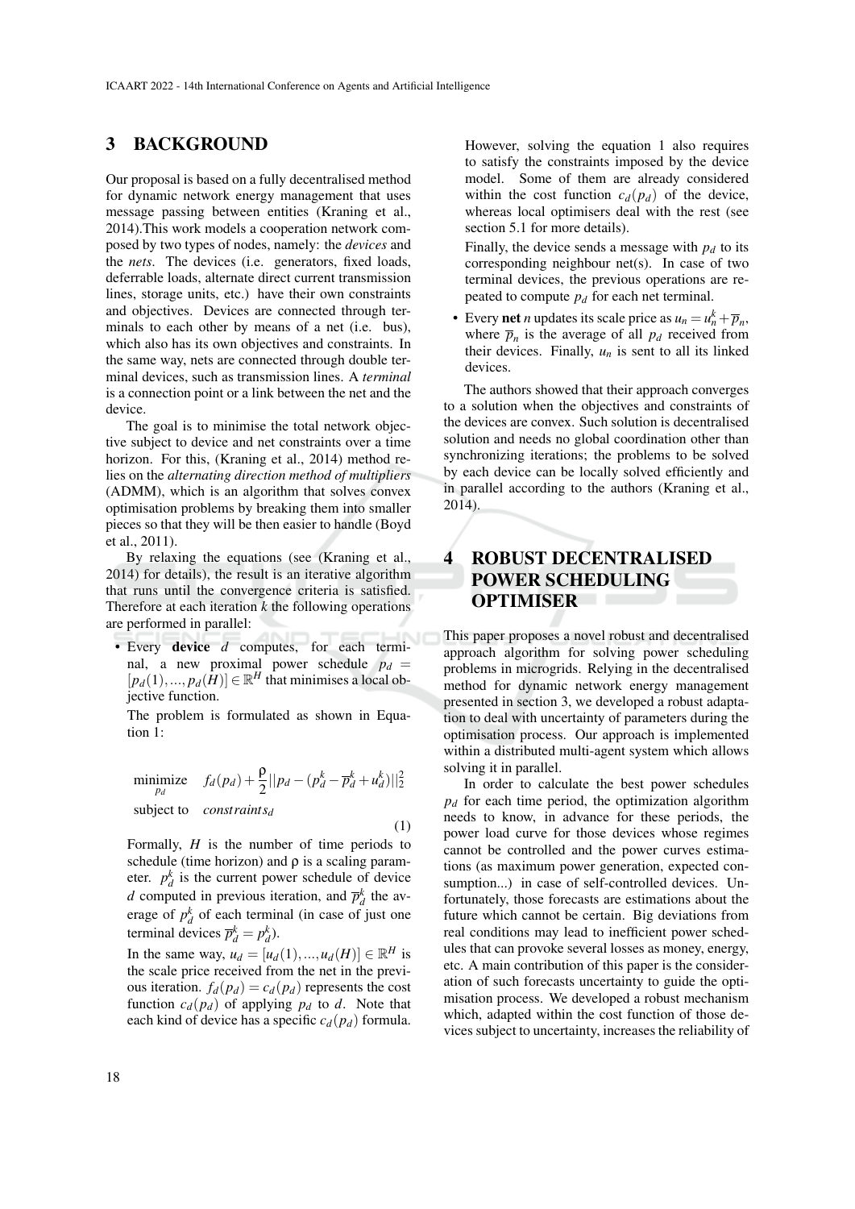## 3 BACKGROUND

Our proposal is based on a fully decentralised method for dynamic network energy management that uses message passing between entities (Kraning et al., 2014).This work models a cooperation network composed by two types of nodes, namely: the *devices* and the *nets*. The devices (i.e. generators, fixed loads, deferrable loads, alternate direct current transmission lines, storage units, etc.) have their own constraints and objectives. Devices are connected through terminals to each other by means of a net (i.e. bus), which also has its own objectives and constraints. In the same way, nets are connected through double terminal devices, such as transmission lines. A *terminal* is a connection point or a link between the net and the device.

The goal is to minimise the total network objective subject to device and net constraints over a time horizon. For this, (Kraning et al., 2014) method relies on the *alternating direction method of multipliers* (ADMM), which is an algorithm that solves convex optimisation problems by breaking them into smaller pieces so that they will be then easier to handle (Boyd et al., 2011).

By relaxing the equations (see (Kraning et al., 2014) for details), the result is an iterative algorithm that runs until the convergence criteria is satisfied. Therefore at each iteration $k$ the following operations are performed in parallel:

- Every **device** $d$ computes, for each terminal, a new proximal power schedule $p_d = [p_d(1), ..., p_d(H)] \in \mathbb{R}^H$ that minimises a local objective function.

  The problem is formulated as shown in Equation 1:

$$\begin{aligned} \underset{p_d}{\text{minimize}} \quad & f_d(p_d) + \frac{\rho}{2} || p_d - (p_d^k - \overline{p}_d^k + u_d^k) ||_2^2 \\ \text{subject to} \quad & constraints_d \end{aligned} \tag{1}$$

  Formally, $H$ is the number of time periods to schedule (time horizon) and $\rho$ is a scaling parameter. $p_d^k$ is the current power schedule of device $d$ computed in previous iteration, and $\overline{p}_d^k$ the average of $p_d^k$ of each terminal (in case of just one terminal devices $\overline{p}_d^k = p_d^k$).

  In the same way, $u_d = [u_d(1), ..., u_d(H)] \in \mathbb{R}^H$ is the scale price received from the net in the previous iteration. $f_d(p_d) = c_d(p_d)$ represents the cost function $c_d(p_d)$ of applying $p_d$ to $d$. Note that each kind of device has a specific $c_d(p_d)$ formula.

  However, solving the equation 1 also requires to satisfy the constraints imposed by the device model. Some of them are already considered within the cost function $c_d(p_d)$ of the device, whereas local optimisers deal with the rest (see section 5.1 for more details).

  Finally, the device sends a message with $p_d$ to its corresponding neighbour net(s). In case of two terminal devices, the previous operations are repeated to compute $p_d$ for each net terminal.

- Every **net** $n$ updates its scale price as $u_n = u_n^k + \overline{p}_n$, where $\overline{p}_n$ is the average of all $p_d$ received from their devices. Finally, $u_n$ is sent to all its linked devices.

The authors showed that their approach converges to a solution when the objectives and constraints of the devices are convex. Such solution is decentralised solution and needs no global coordination other than synchronizing iterations; the problems to be solved by each device can be locally solved efficiently and in parallel according to the authors (Kraning et al., 2014).

## 4 ROBUST DECENTRALISED POWER SCHEDULING OPTIMISER

This paper proposes a novel robust and decentralised approach algorithm for solving power scheduling problems in microgrids. Relying in the decentralised method for dynamic network energy management presented in section 3, we developed a robust adaptation to deal with uncertainty of parameters during the optimisation process. Our approach is implemented within a distributed multi-agent system which allows solving it in parallel.

In order to calculate the best power schedules $p_d$ for each time period, the optimization algorithm needs to know, in advance for these periods, the power load curve for those devices whose regimes cannot be controlled and the power curves estimations (as maximum power generation, expected consumption...) in case of self-controlled devices. Unfortunately, those forecasts are estimations about the future which cannot be certain. Big deviations from real conditions may lead to inefficient power schedules that can provoke several losses as money, energy, etc. A main contribution of this paper is the consideration of such forecasts uncertainty to guide the optimisation process. We developed a robust mechanism which, adapted within the cost function of those devices subject to uncertainty, increases the reliability of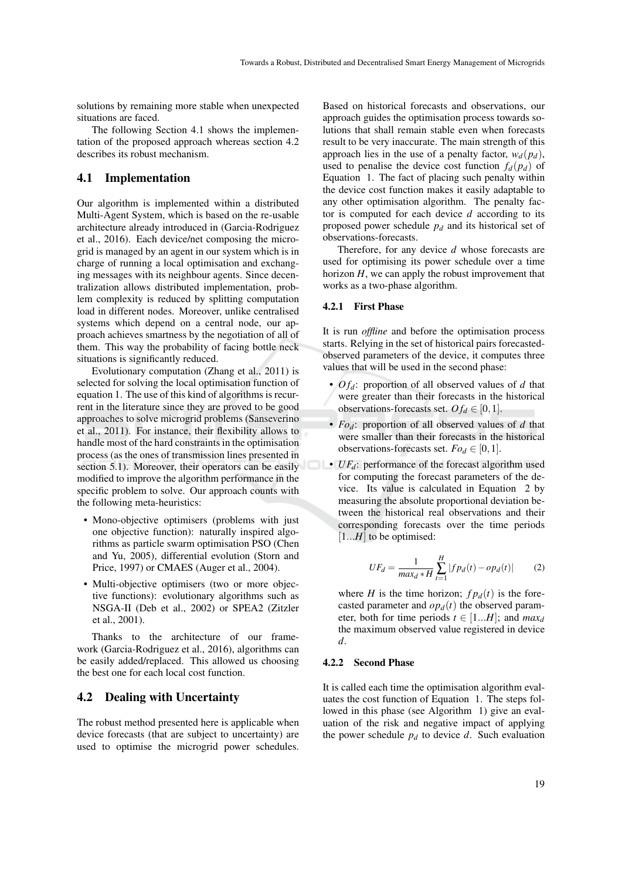solutions by remaining more stable when unexpected situations are faced.

The following Section 4.1 shows the implementation of the proposed approach whereas section 4.2 describes its robust mechanism.

## 4.1 Implementation

Our algorithm is implemented within a distributed Multi-Agent System, which is based on the re-usable architecture already introduced in (Garcia-Rodriguez et al., 2016). Each device/net composing the microgrid is managed by an agent in our system which is in charge of running a local optimisation and exchanging messages with its neighbour agents. Since decentralization allows distributed implementation, problem complexity is reduced by splitting computation load in different nodes. Moreover, unlike centralised systems which depend on a central node, our approach achieves smartness by the negotiation of all of them. This way the probability of facing bottle neck situations is significantly reduced.

Evolutionary computation (Zhang et al., 2011) is selected for solving the local optimisation function of equation 1. The use of this kind of algorithms is recurrent in the literature since they are proved to be good approaches to solve microgrid problems (Sanseverino et al., 2011). For instance, their flexibility allows to handle most of the hard constraints in the optimisation process (as the ones of transmission lines presented in section 5.1). Moreover, their operators can be easily modified to improve the algorithm performance in the specific problem to solve. Our approach counts with the following meta-heuristics:

- Mono-objective optimisers (problems with just one objective function): naturally inspired algorithms as particle swarm optimisation PSO (Chen and Yu, 2005), differential evolution (Storn and Price, 1997) or CMAES (Auger et al., 2004).
- Multi-objective optimisers (two or more objective functions): evolutionary algorithms such as NSGA-II (Deb et al., 2002) or SPEA2 (Zitzler et al., 2001).

Thanks to the architecture of our framework (Garcia-Rodriguez et al., 2016), algorithms can be easily added/replaced. This allowed us choosing the best one for each local cost function.

## 4.2 Dealing with Uncertainty

The robust method presented here is applicable when device forecasts (that are subject to uncertainty) are used to optimise the microgrid power schedules. Based on historical forecasts and observations, our approach guides the optimisation process towards solutions that shall remain stable even when forecasts result to be very inaccurate. The main strength of this approach lies in the use of a penalty factor, $w_d(p_d)$, used to penalise the device cost function $f_d(p_d)$ of Equation 1. The fact of placing such penalty within the device cost function makes it easily adaptable to any other optimisation algorithm. The penalty factor is computed for each device $d$ according to its proposed power schedule $p_d$ and its historical set of observations-forecasts.

Therefore, for any device $d$ whose forecasts are used for optimising its power schedule over a time horizon $H$, we can apply the robust improvement that works as a two-phase algorithm.

### 4.2.1 First Phase

It is run *offline* and before the optimisation process starts. Relying in the set of historical pairs forecasted-observed parameters of the device, it computes three values that will be used in the second phase:

- $Of_d$: proportion of all observed values of $d$ that were greater than their forecasts in the historical observations-forecasts set. $Of_d \in [0,1]$.
- $Fo_d$: proportion of all observed values of $d$ that were smaller than their forecasts in the historical observations-forecasts set. $Fo_d \in [0,1]$.
- $UF_d$: performance of the forecast algorithm used for computing the forecast parameters of the device. Its value is calculated in Equation 2 by measuring the absolute proportional deviation between the historical real observations and their corresponding forecasts over the time periods $[1...H]$ to be optimised:

$$UF_d = \frac{1}{max_d * H} \sum_{t=1}^{H} |fp_d(t) - op_d(t)| \qquad (2)$$

where $H$ is the time horizon; $fp_d(t)$ is the forecasted parameter and $op_d(t)$ the observed parameter, both for time periods $t \in [1...H]$; and $max_d$ the maximum observed value registered in device $d$.

### 4.2.2 Second Phase

It is called each time the optimisation algorithm evaluates the cost function of Equation 1. The steps followed in this phase (see Algorithm 1) give an evaluation of the risk and negative impact of applying the power schedule $p_d$ to device $d$. Such evaluation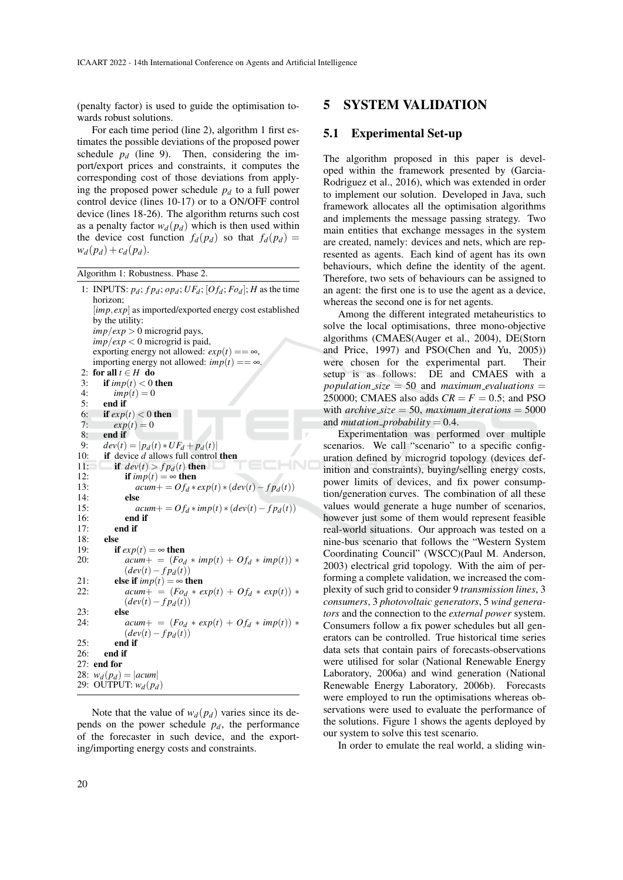(penalty factor) is used to guide the optimisation towards robust solutions.

For each time period (line 2), algorithm 1 first estimates the possible deviations of the proposed power schedule $p_d$ (line 9). Then, considering the import/export prices and constraints, it computes the corresponding cost of those deviations from applying the proposed power schedule $p_d$ to a full power control device (lines 10-17) or to a ON/OFF control device (lines 18-26). The algorithm returns such cost as a penalty factor $w_d(p_d)$ which is then used within the device cost function $f_d(p_d)$ so that $f_d(p_d) = w_d(p_d) + c_d(p_d)$.

Algorithm 1: Robustness. Phase 2.

```
1:  INPUTS: p_d; fp_d; op_d; UF_d; [Of_d; Fo_d]; H as the time
    horizon;
    [imp, exp] as imported/exported energy cost established
    by the utility:
    imp/exp > 0 microgrid pays,
    imp/exp < 0 microgrid is paid,
    exporting energy not allowed: exp(t) == ∞,
    importing energy not allowed: imp(t) == ∞.
2:  for all t ∈ H do
3:      if imp(t) < 0 then
4:          imp(t) = 0
5:      end if
6:      if exp(t) < 0 then
7:          exp(t) = 0
8:      end if
9:      dev(t) = |p_d(t) * UF_d + p_d(t)|
10:     if device d allows full control then
11:         if dev(t) > fp_d(t) then
12:             if imp(t) = ∞ then
13:                 acum+ = Of_d * exp(t) * (dev(t) − fp_d(t))
14:             else
15:                 acum+ = Of_d * imp(t) * (dev(t) − fp_d(t))
16:             end if
17:         end if
18:     else
19:         if exp(t) = ∞ then
20:             acum+ = (Fo_d * imp(t) + Of_d * imp(t)) *
                (dev(t) − fp_d(t))
21:         else if imp(t) = ∞ then
22:             acum+ = (Fo_d * exp(t) + Of_d * exp(t)) *
                (dev(t) − fp_d(t))
23:         else
24:             acum+ = (Fo_d * exp(t) + Of_d * imp(t)) *
                (dev(t) − fp_d(t))
25:         end if
26:     end if
27: end for
28: w_d(p_d) = |acum|
29: OUTPUT: w_d(p_d)
```

Note that the value of $w_d(p_d)$ varies since its depends on the power schedule $p_d$, the performance of the forecaster in such device, and the exporting/importing energy costs and constraints.

# 5 SYSTEM VALIDATION

## 5.1 Experimental Set-up

The algorithm proposed in this paper is developed within the framework presented by (Garcia-Rodriguez et al., 2016), which was extended in order to implement our solution. Developed in Java, such framework allocates all the optimisation algorithms and implements the message passing strategy. Two main entities that exchange messages in the system are created, namely: devices and nets, which are represented as agents. Each kind of agent has its own behaviours, which define the identity of the agent. Therefore, two sets of behaviours can be assigned to an agent: the first one is to use the agent as a device, whereas the second one is for net agents.

Among the different integrated metaheuristics to solve the local optimisations, three mono-objective algorithms (CMAES(Auger et al., 2004), DE(Storn and Price, 1997) and PSO(Chen and Yu, 2005)) were chosen for the experimental part. Their setup is as follows: DE and CMAES with a $population\_size = 50$ and $maximum\_evaluations = 250000$; CMAES also adds $CR = F = 0.5$; and PSO with $archive\_size = 50$, $maximum\_iterations = 5000$ and $mutation\_probability = 0.4$.

Experimentation was performed over multiple scenarios. We call "scenario" to a specific configuration defined by microgrid topology (devices definition and constraints), buying/selling energy costs, power limits of devices, and fix power consumption/generation curves. The combination of all these values would generate a huge number of scenarios, however just some of them would represent feasible real-world situations. Our approach was tested on a nine-bus scenario that follows the "Western System Coordinating Council" (WSCC)(Paul M. Anderson, 2003) electrical grid topology. With the aim of performing a complete validation, we increased the complexity of such grid to consider 9 *transmission lines*, 3 *consumers*, 3 *photovoltaic generators*, 5 *wind generators* and the connection to the *external power* system. Consumers follow a fix power schedules but all generators can be controlled. True historical time series data sets that contain pairs of forecasts-observations were utilised for solar (National Renewable Energy Laboratory, 2006a) and wind generation (National Renewable Energy Laboratory, 2006b). Forecasts were employed to run the optimisations whereas observations were used to evaluate the performance of the solutions. Figure 1 shows the agents deployed by our system to solve this test scenario.

In order to emulate the real world, a sliding win-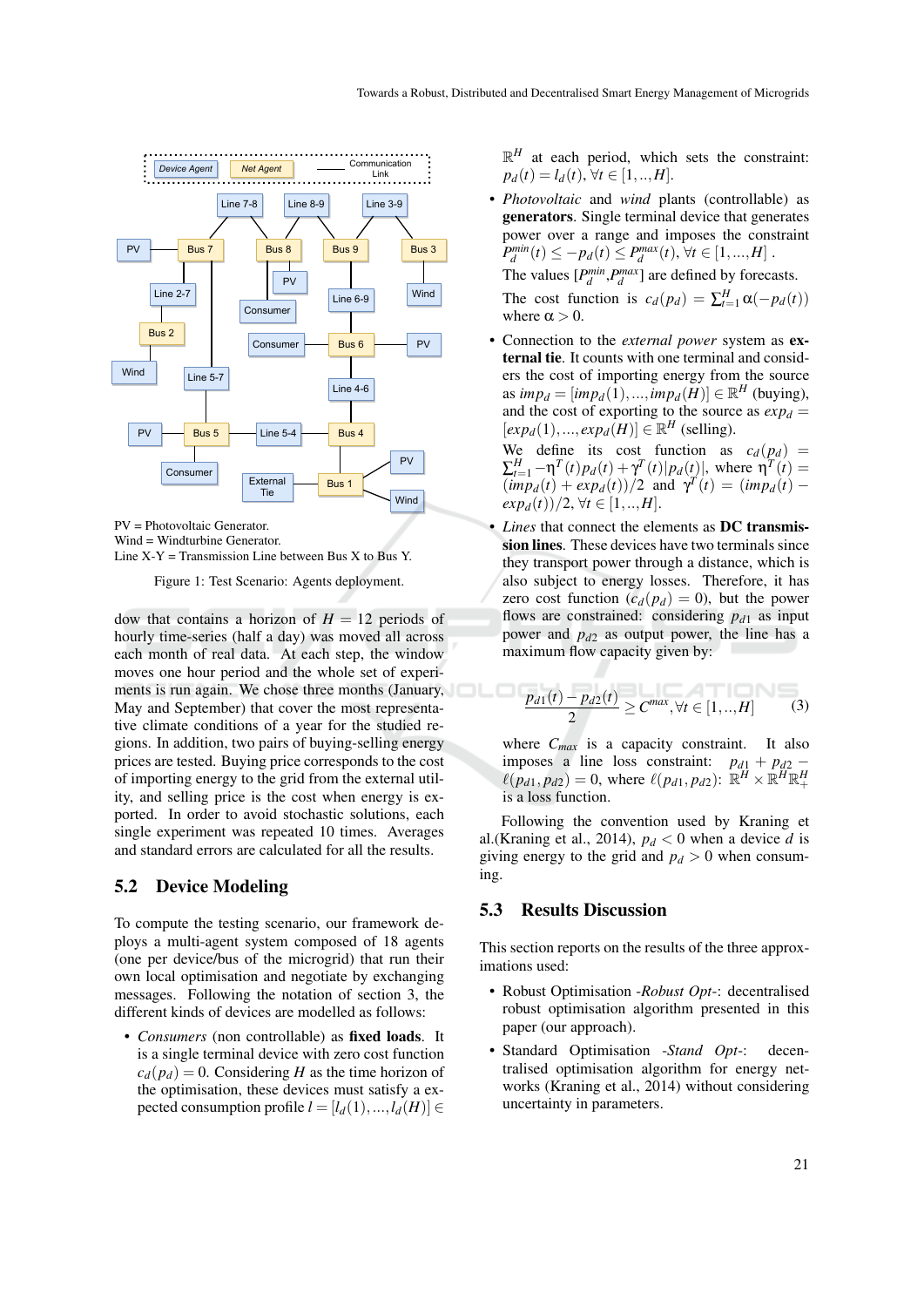PV = Photovoltaic Generator.
Wind = Windturbine Generator.
Line X-Y = Transmission Line between Bus X to Bus Y.

Figure 1: Test Scenario: Agents deployment.

dow that contains a horizon of $H = 12$ periods of hourly time-series (half a day) was moved all across each month of real data. At each step, the window moves one hour period and the whole set of experiments is run again. We chose three months (January, May and September) that cover the most representative climate conditions of a year for the studied regions. In addition, two pairs of buying-selling energy prices are tested. Buying price corresponds to the cost of importing energy to the grid from the external utility, and selling price is the cost when energy is exported. In order to avoid stochastic solutions, each single experiment was repeated 10 times. Averages and standard errors are calculated for all the results.

## 5.2 Device Modeling

To compute the testing scenario, our framework deploys a multi-agent system composed of 18 agents (one per device/bus of the microgrid) that run their own local optimisation and negotiate by exchanging messages. Following the notation of section 3, the different kinds of devices are modelled as follows:

- *Consumers* (non controllable) as **fixed loads**. It is a single terminal device with zero cost function $c_d(p_d) = 0$. Considering $H$ as the time horizon of the optimisation, these devices must satisfy a expected consumption profile $l = [l_d(1), ..., l_d(H)] \in \mathbb{R}^H$ at each period, which sets the constraint: $p_d(t) = l_d(t), \forall t \in [1, .., H]$.
- *Photovoltaic* and *wind* plants (controllable) as **generators**. Single terminal device that generates power over a range and imposes the constraint $P_d^{min}(t) \leq -p_d(t) \leq P_d^{max}(t), \forall t \in [1, ..., H]$.
  The values $[P_d^{min}, P_d^{max}]$ are defined by forecasts.
  The cost function is $c_d(p_d) = \sum_{t=1}^{H} \alpha(-p_d(t))$ where $\alpha > 0$.
- Connection to the *external power* system as **external tie**. It counts with one terminal and considers the cost of importing energy from the source as $imp_d = [imp_d(1), ..., imp_d(H)] \in \mathbb{R}^H$ (buying), and the cost of exporting to the source as $exp_d = [exp_d(1), ..., exp_d(H)] \in \mathbb{R}^H$ (selling).
  We define its cost function as $c_d(p_d) = \sum_{t=1}^{H} -\eta^T(t) p_d(t) + \gamma^T(t) |p_d(t)|$, where $\eta^T(t) = (imp_d(t) + exp_d(t))/2$ and $\gamma^T(t) = (imp_d(t) - exp_d(t))/2, \forall t \in [1, .., H]$.
- *Lines* that connect the elements as **DC transmission lines**. These devices have two terminals since they transport power through a distance, which is also subject to energy losses. Therefore, it has zero cost function ($c_d(p_d) = 0$), but the power flows are constrained: considering $p_{d1}$ as input power and $p_{d2}$ as output power, the line has a maximum flow capacity given by:

$$\frac{p_{d1}(t) - p_{d2}(t)}{2} \geq C^{max}, \forall t \in [1, .., H] \tag{3}$$

  where $C_{max}$ is a capacity constraint. It also imposes a line loss constraint: $p_{d1} + p_{d2} - \ell(p_{d1}, p_{d2}) = 0$, where $\ell(p_{d1}, p_{d2})$: $\mathbb{R}^H \times \mathbb{R}^H \mathbb{R}_+^H$ is a loss function.

Following the convention used by Kraning et al.(Kraning et al., 2014), $p_d < 0$ when a device $d$ is giving energy to the grid and $p_d > 0$ when consuming.

## 5.3 Results Discussion

This section reports on the results of the three approximations used:

- Robust Optimisation *-Robust Opt-*: decentralised robust optimisation algorithm presented in this paper (our approach).
- Standard Optimisation *-Stand Opt-*: decentralised optimisation algorithm for energy networks (Kraning et al., 2014) without considering uncertainty in parameters.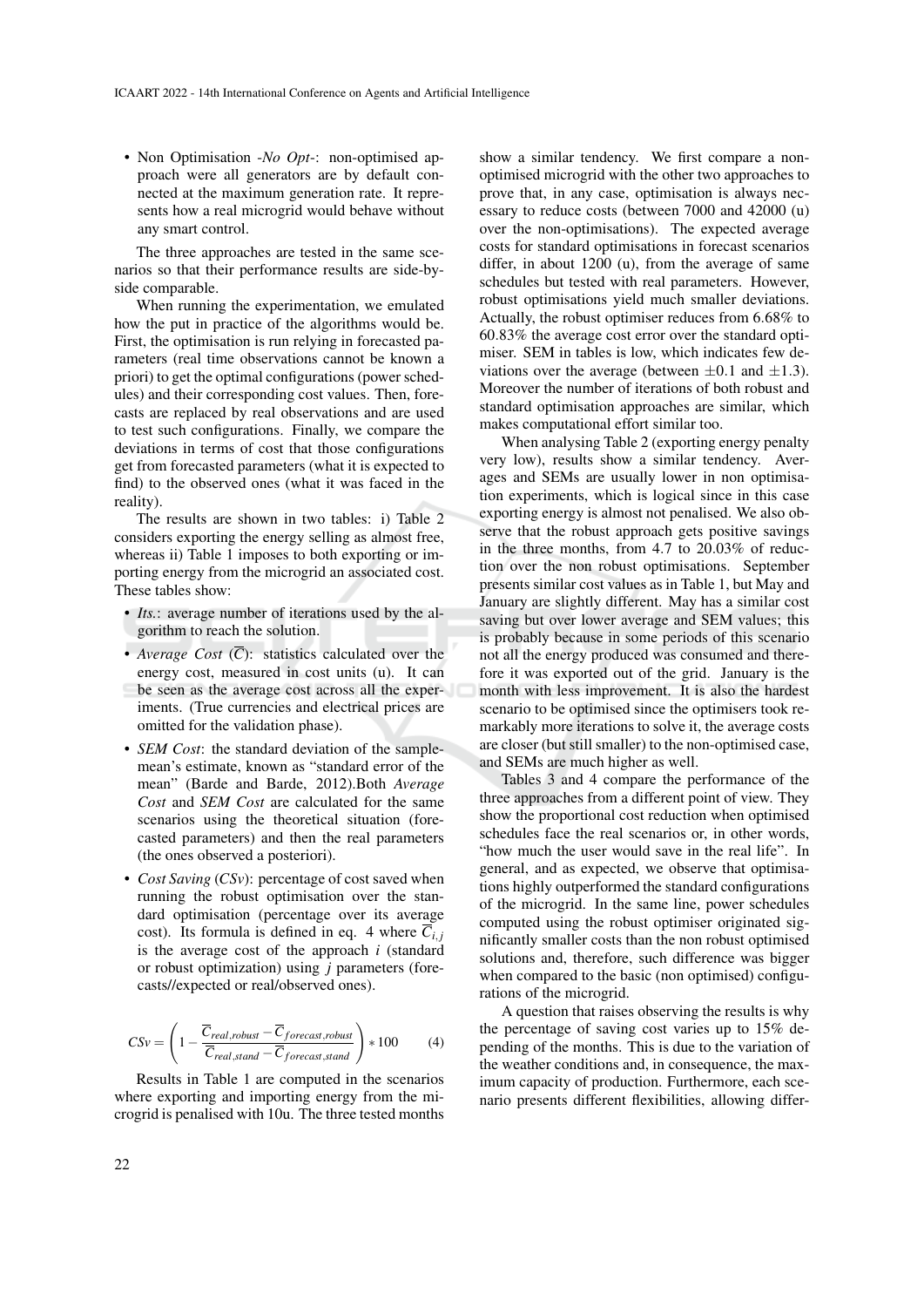- Non Optimisation *-No Opt-*: non-optimised approach were all generators are by default connected at the maximum generation rate. It represents how a real microgrid would behave without any smart control.

The three approaches are tested in the same scenarios so that their performance results are side-by-side comparable.

When running the experimentation, we emulated how the put in practice of the algorithms would be. First, the optimisation is run relying in forecasted parameters (real time observations cannot be known a priori) to get the optimal configurations (power schedules) and their corresponding cost values. Then, forecasts are replaced by real observations and are used to test such configurations. Finally, we compare the deviations in terms of cost that those configurations get from forecasted parameters (what it is expected to find) to the observed ones (what it was faced in the reality).

The results are shown in two tables: i) Table 2 considers exporting the energy selling as almost free, whereas ii) Table 1 imposes to both exporting or importing energy from the microgrid an associated cost. These tables show:

- *Its.*: average number of iterations used by the algorithm to reach the solution.
- *Average Cost* ($\overline{C}$): statistics calculated over the energy cost, measured in cost units (u). It can be seen as the average cost across all the experiments. (True currencies and electrical prices are omitted for the validation phase).
- *SEM Cost*: the standard deviation of the sample-mean's estimate, known as "standard error of the mean" (Barde and Barde, 2012).Both *Average Cost* and *SEM Cost* are calculated for the same scenarios using the theoretical situation (forecasted parameters) and then the real parameters (the ones observed a posteriori).
- *Cost Saving* (*CSv*): percentage of cost saved when running the robust optimisation over the standard optimisation (percentage over its average cost). Its formula is defined in eq. 4 where $\overline{C}_{i,j}$ is the average cost of the approach $i$ (standard or robust optimization) using $j$ parameters (forecasts//expected or real/observed ones).

$$CSv = \left(1 - \frac{\overline{C}_{real,robust} - \overline{C}_{forecast,robust}}{\overline{C}_{real,stand} - \overline{C}_{forecast,stand}}\right) * 100 \qquad (4)$$

Results in Table 1 are computed in the scenarios where exporting and importing energy from the microgrid is penalised with 10u. The three tested months show a similar tendency. We first compare a non-optimised microgrid with the other two approaches to prove that, in any case, optimisation is always necessary to reduce costs (between 7000 and 42000 (u) over the non-optimisations). The expected average costs for standard optimisations in forecast scenarios differ, in about 1200 (u), from the average of same schedules but tested with real parameters. However, robust optimisations yield much smaller deviations. Actually, the robust optimiser reduces from 6.68% to 60.83% the average cost error over the standard optimiser. SEM in tables is low, which indicates few deviations over the average (between $\pm 0.1$ and $\pm 1.3$). Moreover the number of iterations of both robust and standard optimisation approaches are similar, which makes computational effort similar too.

When analysing Table 2 (exporting energy penalty very low), results show a similar tendency. Averages and SEMs are usually lower in non optimisation experiments, which is logical since in this case exporting energy is almost not penalised. We also observe that the robust approach gets positive savings in the three months, from 4.7 to 20.03% of reduction over the non robust optimisations. September presents similar cost values as in Table 1, but May and January are slightly different. May has a similar cost saving but over lower average and SEM values; this is probably because in some periods of this scenario not all the energy produced was consumed and therefore it was exported out of the grid. January is the month with less improvement. It is also the hardest scenario to be optimised since the optimisers took remarkably more iterations to solve it, the average costs are closer (but still smaller) to the non-optimised case, and SEMs are much higher as well.

Tables 3 and 4 compare the performance of the three approaches from a different point of view. They show the proportional cost reduction when optimised schedules face the real scenarios or, in other words, "how much the user would save in the real life". In general, and as expected, we observe that optimisations highly outperformed the standard configurations of the microgrid. In the same line, power schedules computed using the robust optimiser originated significantly smaller costs than the non robust optimised solutions and, therefore, such difference was bigger when compared to the basic (non optimised) configurations of the microgrid.

A question that raises observing the results is why the percentage of saving cost varies up to 15% depending of the months. This is due to the variation of the weather conditions and, in consequence, the maximum capacity of production. Furthermore, each scenario presents different flexibilities, allowing differ-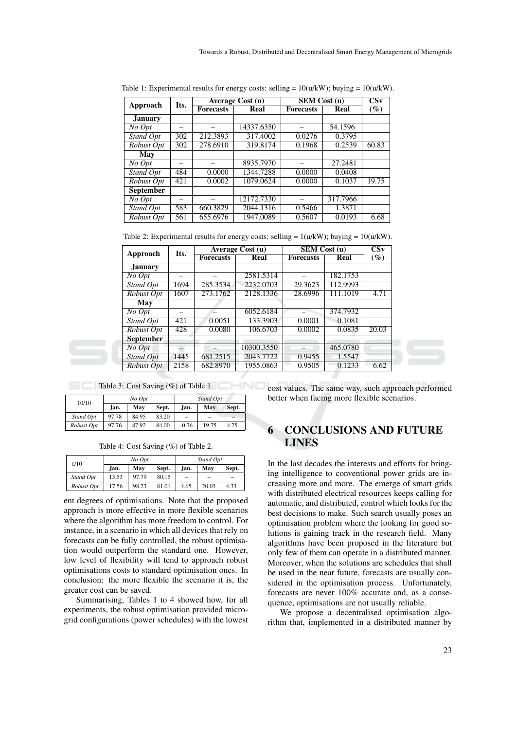Table 1: Experimental results for energy costs: selling = 10(u/kW); buying = 10(u/kW).

| Approach | Its. | Average Cost (u) | | SEM Cost (u) | | CSv |
|---|---|---|---|---|---|---|
| | | Forecasts | Real | Forecasts | Real | (%) |
| **January** | | | | | | |
| *No Opt* | – | – | 14337.6350 | – | 54.1596 | |
| *Stand Opt* | 302 | 212.3893 | 317.4002 | 0.0276 | 0.3795 | |
| *Robust Opt* | 302 | 278.6910 | 319.8174 | 0.1968 | 0.2539 | 60.83 |
| **May** | | | | | | |
| *No Opt* | – | – | 8935.7970 | – | 27.2481 | |
| *Stand Opt* | 484 | 0.0000 | 1344.7288 | 0.0000 | 0.0408 | |
| *Robust Opt* | 421 | 0.0002 | 1079.0624 | 0.0000 | 0.1037 | 19.75 |
| **September** | | | | | | |
| *No Opt* | – | – | 12172.7330 | – | 317.7966 | |
| *Stand Opt* | 583 | 660.3829 | 2044.1316 | 0.5466 | 1.3871 | |
| *Robust Opt* | 561 | 655.6976 | 1947.0089 | 0.5607 | 0.0193 | 6.68 |

Table 2: Experimental results for energy costs: selling = 1(u/kW); buying = 10(u/kW).

| Approach | Its. | Average Cost (u) | | SEM Cost (u) | | CSv |
|---|---|---|---|---|---|---|
| | | Forecasts | Real | Forecasts | Real | (%) |
| **January** | | | | | | |
| *No Opt* | – | – | 2581.5314 | – | 182.1753 | |
| *Stand Opt* | 1694 | 285.3534 | 2232.0703 | 29.3623 | 112.9993 | |
| *Robust Opt* | 1607 | 273.1762 | 2128.1336 | 28.6996 | 111.1019 | 4.71 |
| **May** | | | | | | |
| *No Opt* | – | – | 6052.6184 | – | 374.7932 | |
| *Stand Opt* | 421 | 0.0051 | 133.3903 | 0.0001 | 0.1081 | |
| *Robust Opt* | 428 | 0.0080 | 106.6703 | 0.0002 | 0.0835 | 20.03 |
| **September** | | | | | | |
| *No Opt* | – | – | 10300.3550 | – | 465.0780 | |
| *Stand Opt* | 1445 | 681.2515 | 2043.7722 | 0.9455 | 1.5547 | |
| *Robust Opt* | 2158 | 682.8970 | 1955.0863 | 0.9505 | 0.1233 | 6.62 |

Table 3: Cost Saving (%) of Table 1.

| 10/10 | *No Opt* | | | *Stand Opt* | | |
|---|---|---|---|---|---|---|
| | Jan. | May | Sept. | Jan. | May | Sept. |
| *Stand Opt* | 97.78 | 84.95 | 83.20 | – | – | – |
| *Robust Opt* | 97.76 | 87.92 | 84.00 | -0.76 | 19.75 | 4.75 |

Table 4: Cost Saving (%) of Table 2.

| 1/10 | *No Opt* | | | *Stand Opt* | | |
|---|---|---|---|---|---|---|
| | Jan. | May | Sept. | Jan. | May | Sept. |
| *Stand Opt* | 13.53 | 97.79 | 80.15 | – | – | – |
| *Robust Opt* | 17.56 | 98.23 | 81.01 | 4.65 | 20.03 | 4.33 |

ent degrees of optimisations. Note that the proposed approach is more effective in more flexible scenarios where the algorithm has more freedom to control. For instance, in a scenario in which all devices that rely on forecasts can be fully controlled, the robust optimisation would outperform the standard one. However, low level of flexibility will tend to approach robust optimisations costs to standard optimisation ones. In conclusion: the more flexible the scenario it is, the greater cost can be saved.

Summarising, Tables 1 to 4 showed how, for all experiments, the robust optimisation provided microgrid configurations (power schedules) with the lowest cost values. The same way, such approach performed better when facing more flexible scenarios.

# 6 CONCLUSIONS AND FUTURE LINES

In the last decades the interests and efforts for bringing intelligence to conventional power grids are increasing more and more. The emerge of smart grids with distributed electrical resources keeps calling for automatic, and distributed, control which looks for the best decisions to make. Such search usually poses an optimisation problem where the looking for good solutions is gaining track in the research field. Many algorithms have been proposed in the literature but only few of them can operate in a distributed manner. Moreover, when the solutions are schedules that shall be used in the near future, forecasts are usually considered in the optimisation process. Unfortunately, forecasts are never 100% accurate and, as a consequence, optimisations are not usually reliable.

We propose a decentralised optimisation algorithm that, implemented in a distributed manner by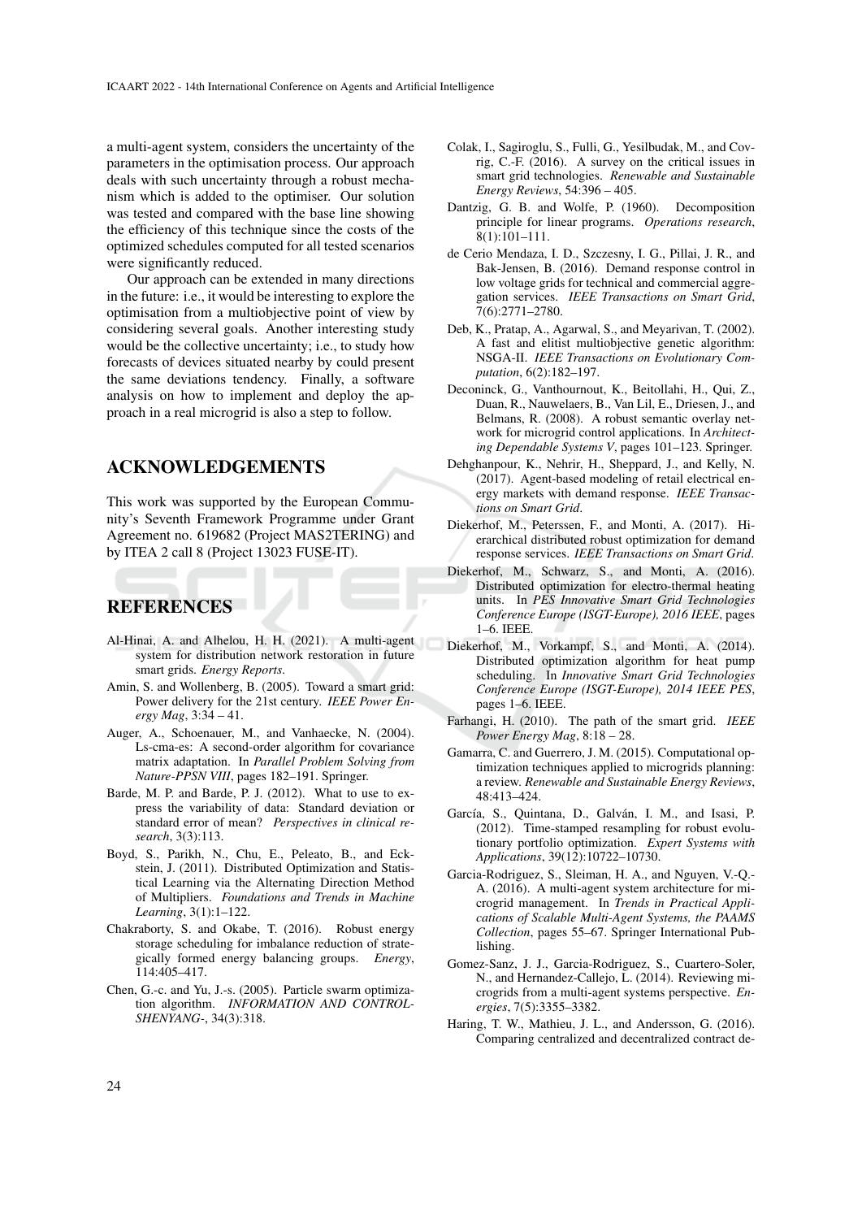a multi-agent system, considers the uncertainty of the parameters in the optimisation process. Our approach deals with such uncertainty through a robust mechanism which is added to the optimiser. Our solution was tested and compared with the base line showing the efficiency of this technique since the costs of the optimized schedules computed for all tested scenarios were significantly reduced.

Our approach can be extended in many directions in the future: i.e., it would be interesting to explore the optimisation from a multiobjective point of view by considering several goals. Another interesting study would be the collective uncertainty; i.e., to study how forecasts of devices situated nearby by could present the same deviations tendency. Finally, a software analysis on how to implement and deploy the approach in a real microgrid is also a step to follow.

## ACKNOWLEDGEMENTS

This work was supported by the European Community's Seventh Framework Programme under Grant Agreement no. 619682 (Project MAS2TERING) and by ITEA 2 call 8 (Project 13023 FUSE-IT).

## REFERENCES

Al-Hinai, A. and Alhelou, H. H. (2021). A multi-agent system for distribution network restoration in future smart grids. *Energy Reports*.

Amin, S. and Wollenberg, B. (2005). Toward a smart grid: Power delivery for the 21st century. *IEEE Power Energy Mag*, 3:34 – 41.

Auger, A., Schoenauer, M., and Vanhaecke, N. (2004). Ls-cma-es: A second-order algorithm for covariance matrix adaptation. In *Parallel Problem Solving from Nature-PPSN VIII*, pages 182–191. Springer.

Barde, M. P. and Barde, P. J. (2012). What to use to express the variability of data: Standard deviation or standard error of mean? *Perspectives in clinical research*, 3(3):113.

Boyd, S., Parikh, N., Chu, E., Peleato, B., and Eckstein, J. (2011). Distributed Optimization and Statistical Learning via the Alternating Direction Method of Multipliers. *Foundations and Trends in Machine Learning*, 3(1):1–122.

Chakraborty, S. and Okabe, T. (2016). Robust energy storage scheduling for imbalance reduction of strategically formed energy balancing groups. *Energy*, 114:405–417.

Chen, G.-c. and Yu, J.-s. (2005). Particle swarm optimization algorithm. *INFORMATION AND CONTROL-SHENYANG-*, 34(3):318.

Colak, I., Sagiroglu, S., Fulli, G., Yesilbudak, M., and Covrig, C.-F. (2016). A survey on the critical issues in smart grid technologies. *Renewable and Sustainable Energy Reviews*, 54:396 – 405.

Dantzig, G. B. and Wolfe, P. (1960). Decomposition principle for linear programs. *Operations research*, 8(1):101–111.

de Cerio Mendaza, I. D., Szczesny, I. G., Pillai, J. R., and Bak-Jensen, B. (2016). Demand response control in low voltage grids for technical and commercial aggregation services. *IEEE Transactions on Smart Grid*, 7(6):2771–2780.

Deb, K., Pratap, A., Agarwal, S., and Meyarivan, T. (2002). A fast and elitist multiobjective genetic algorithm: NSGA-II. *IEEE Transactions on Evolutionary Computation*, 6(2):182–197.

Deconinck, G., Vanthournout, K., Beitollahi, H., Qui, Z., Duan, R., Nauwelaers, B., Van Lil, E., Driesen, J., and Belmans, R. (2008). A robust semantic overlay network for microgrid control applications. In *Architecting Dependable Systems V*, pages 101–123. Springer.

Dehghanpour, K., Nehrir, H., Sheppard, J., and Kelly, N. (2017). Agent-based modeling of retail electrical energy markets with demand response. *IEEE Transactions on Smart Grid*.

Diekerhof, M., Peterssen, F., and Monti, A. (2017). Hierarchical distributed robust optimization for demand response services. *IEEE Transactions on Smart Grid*.

Diekerhof, M., Schwarz, S., and Monti, A. (2016). Distributed optimization for electro-thermal heating units. In *PES Innovative Smart Grid Technologies Conference Europe (ISGT-Europe), 2016 IEEE*, pages 1–6. IEEE.

Diekerhof, M., Vorkampf, S., and Monti, A. (2014). Distributed optimization algorithm for heat pump scheduling. In *Innovative Smart Grid Technologies Conference Europe (ISGT-Europe), 2014 IEEE PES*, pages 1–6. IEEE.

Farhangi, H. (2010). The path of the smart grid. *IEEE Power Energy Mag*, 8:18 – 28.

Gamarra, C. and Guerrero, J. M. (2015). Computational optimization techniques applied to microgrids planning: a review. *Renewable and Sustainable Energy Reviews*, 48:413–424.

García, S., Quintana, D., Galván, I. M., and Isasi, P. (2012). Time-stamped resampling for robust evolutionary portfolio optimization. *Expert Systems with Applications*, 39(12):10722–10730.

Garcia-Rodriguez, S., Sleiman, H. A., and Nguyen, V.-Q.-A. (2016). A multi-agent system architecture for microgrid management. In *Trends in Practical Applications of Scalable Multi-Agent Systems, the PAAMS Collection*, pages 55–67. Springer International Publishing.

Gomez-Sanz, J. J., Garcia-Rodriguez, S., Cuartero-Soler, N., and Hernandez-Callejo, L. (2014). Reviewing microgrids from a multi-agent systems perspective. *Energies*, 7(5):3355–3382.

Haring, T. W., Mathieu, J. L., and Andersson, G. (2016). Comparing centralized and decentralized contract de-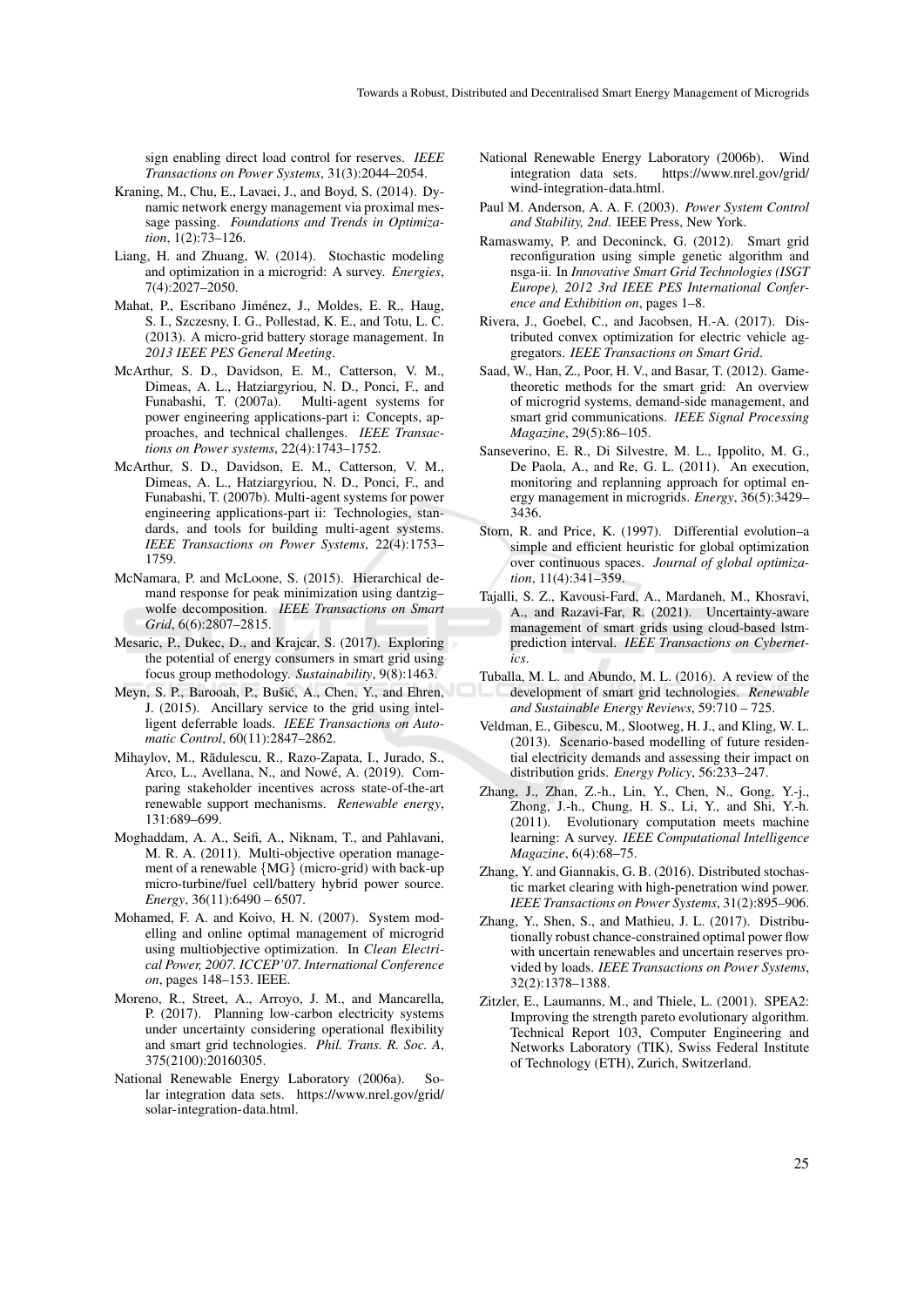sign enabling direct load control for reserves. *IEEE Transactions on Power Systems*, 31(3):2044–2054.

Kraning, M., Chu, E., Lavaei, J., and Boyd, S. (2014). Dynamic network energy management via proximal message passing. *Foundations and Trends in Optimization*, 1(2):73–126.

Liang, H. and Zhuang, W. (2014). Stochastic modeling and optimization in a microgrid: A survey. *Energies*, 7(4):2027–2050.

Mahat, P., Escribano Jiménez, J., Moldes, E. R., Haug, S. I., Szczesny, I. G., Pollestad, K. E., and Totu, L. C. (2013). A micro-grid battery storage management. In *2013 IEEE PES General Meeting*.

McArthur, S. D., Davidson, E. M., Catterson, V. M., Dimeas, A. L., Hatziargyriou, N. D., Ponci, F., and Funabashi, T. (2007a). Multi-agent systems for power engineering applications-part i: Concepts, approaches, and technical challenges. *IEEE Transactions on Power systems*, 22(4):1743–1752.

McArthur, S. D., Davidson, E. M., Catterson, V. M., Dimeas, A. L., Hatziargyriou, N. D., Ponci, F., and Funabashi, T. (2007b). Multi-agent systems for power engineering applications-part ii: Technologies, standards, and tools for building multi-agent systems. *IEEE Transactions on Power Systems*, 22(4):1753–1759.

McNamara, P. and McLoone, S. (2015). Hierarchical demand response for peak minimization using dantzig–wolfe decomposition. *IEEE Transactions on Smart Grid*, 6(6):2807–2815.

Mesaric, P., Dukec, D., and Krajcar, S. (2017). Exploring the potential of energy consumers in smart grid using focus group methodology. *Sustainability*, 9(8):1463.

Meyn, S. P., Barooah, P., Bušić, A., Chen, Y., and Ehren, J. (2015). Ancillary service to the grid using intelligent deferrable loads. *IEEE Transactions on Automatic Control*, 60(11):2847–2862.

Mihaylov, M., Rădulescu, R., Razo-Zapata, I., Jurado, S., Arco, L., Avellana, N., and Nowé, A. (2019). Comparing stakeholder incentives across state-of-the-art renewable support mechanisms. *Renewable energy*, 131:689–699.

Moghaddam, A. A., Seifi, A., Niknam, T., and Pahlavani, M. R. A. (2011). Multi-objective operation management of a renewable {MG} (micro-grid) with back-up micro-turbine/fuel cell/battery hybrid power source. *Energy*, 36(11):6490 – 6507.

Mohamed, F. A. and Koivo, H. N. (2007). System modelling and online optimal management of microgrid using multiobjective optimization. In *Clean Electrical Power, 2007. ICCEP'07. International Conference on*, pages 148–153. IEEE.

Moreno, R., Street, A., Arroyo, J. M., and Mancarella, P. (2017). Planning low-carbon electricity systems under uncertainty considering operational flexibility and smart grid technologies. *Phil. Trans. R. Soc. A*, 375(2100):20160305.

National Renewable Energy Laboratory (2006a). Solar integration data sets. https://www.nrel.gov/grid/solar-integration-data.html.

National Renewable Energy Laboratory (2006b). Wind integration data sets. https://www.nrel.gov/grid/wind-integration-data.html.

Paul M. Anderson, A. A. F. (2003). *Power System Control and Stability, 2nd*. IEEE Press, New York.

Ramaswamy, P. and Deconinck, G. (2012). Smart grid reconfiguration using simple genetic algorithm and nsga-ii. In *Innovative Smart Grid Technologies (ISGT Europe), 2012 3rd IEEE PES International Conference and Exhibition on*, pages 1–8.

Rivera, J., Goebel, C., and Jacobsen, H.-A. (2017). Distributed convex optimization for electric vehicle aggregators. *IEEE Transactions on Smart Grid*.

Saad, W., Han, Z., Poor, H. V., and Basar, T. (2012). Game-theoretic methods for the smart grid: An overview of microgrid systems, demand-side management, and smart grid communications. *IEEE Signal Processing Magazine*, 29(5):86–105.

Sanseverino, E. R., Di Silvestre, M. L., Ippolito, M. G., De Paola, A., and Re, G. L. (2011). An execution, monitoring and replanning approach for optimal energy management in microgrids. *Energy*, 36(5):3429–3436.

Storn, R. and Price, K. (1997). Differential evolution–a simple and efficient heuristic for global optimization over continuous spaces. *Journal of global optimization*, 11(4):341–359.

Tajalli, S. Z., Kavousi-Fard, A., Mardaneh, M., Khosravi, A., and Razavi-Far, R. (2021). Uncertainty-aware management of smart grids using cloud-based lstm-prediction interval. *IEEE Transactions on Cybernetics*.

Tuballa, M. L. and Abundo, M. L. (2016). A review of the development of smart grid technologies. *Renewable and Sustainable Energy Reviews*, 59:710 – 725.

Veldman, E., Gibescu, M., Slootweg, H. J., and Kling, W. L. (2013). Scenario-based modelling of future residential electricity demands and assessing their impact on distribution grids. *Energy Policy*, 56:233–247.

Zhang, J., Zhan, Z.-h., Lin, Y., Chen, N., Gong, Y.-j., Zhong, J.-h., Chung, H. S., Li, Y., and Shi, Y.-h. (2011). Evolutionary computation meets machine learning: A survey. *IEEE Computational Intelligence Magazine*, 6(4):68–75.

Zhang, Y. and Giannakis, G. B. (2016). Distributed stochastic market clearing with high-penetration wind power. *IEEE Transactions on Power Systems*, 31(2):895–906.

Zhang, Y., Shen, S., and Mathieu, J. L. (2017). Distributionally robust chance-constrained optimal power flow with uncertain renewables and uncertain reserves provided by loads. *IEEE Transactions on Power Systems*, 32(2):1378–1388.

Zitzler, E., Laumanns, M., and Thiele, L. (2001). SPEA2: Improving the strength pareto evolutionary algorithm. Technical Report 103, Computer Engineering and Networks Laboratory (TIK), Swiss Federal Institute of Technology (ETH), Zurich, Switzerland.